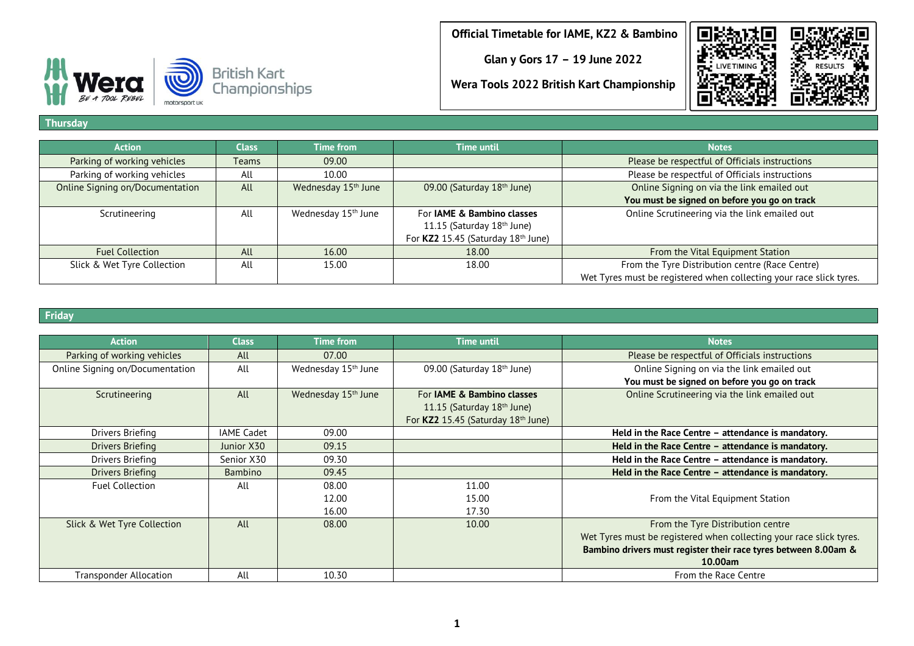**Official Timetable for IAME, KZ2 & Bambino**

**Glan y Gors 17 – 19 June 2022**

**Wera Tools 2022 British Kart Championship**

LIVE TIMING RESULTS

## Thursday

| Action | Class | Time from | Time until | Notes |
|---|---|---|---|---|
| Parking of working vehicles | Teams | 09.00 | | Please be respectful of Officials instructions |
| Parking of working vehicles | All | 10.00 | | Please be respectful of Officials instructions |
| Online Signing on/Documentation | All | Wednesday 15th June | 09.00 (Saturday 18th June) | Online Signing on via the link emailed out **You must be signed on before you go on track** |
| Scrutineering | All | Wednesday 15th June | For **IAME & Bambino classes** 11.15 (Saturday 18th June) For **KZ2** 15.45 (Saturday 18th June) | Online Scrutineering via the link emailed out |
| Fuel Collection | All | 16.00 | 18.00 | From the Vital Equipment Station |
| Slick & Wet Tyre Collection | All | 15.00 | 18.00 | From the Tyre Distribution centre (Race Centre) Wet Tyres must be registered when collecting your race slick tyres. |

## Friday

| Action | Class | Time from | Time until | Notes |
|---|---|---|---|---|
| Parking of working vehicles | All | 07.00 | | Please be respectful of Officials instructions |
| Online Signing on/Documentation | All | Wednesday 15th June | 09.00 (Saturday 18th June) | Online Signing on via the link emailed out **You must be signed on before you go on track** |
| Scrutineering | All | Wednesday 15th June | For **IAME & Bambino classes** 11.15 (Saturday 18th June) For **KZ2** 15.45 (Saturday 18th June) | Online Scrutineering via the link emailed out |
| Drivers Briefing | IAME Cadet | 09.00 | | **Held in the Race Centre – attendance is mandatory.** |
| Drivers Briefing | Junior X30 | 09.15 | | **Held in the Race Centre – attendance is mandatory.** |
| Drivers Briefing | Senior X30 | 09.30 | | **Held in the Race Centre – attendance is mandatory.** |
| Drivers Briefing | Bambino | 09.45 | | **Held in the Race Centre – attendance is mandatory.** |
| Fuel Collection | All | 08.00 12.00 16.00 | 11.00 15.00 17.30 | From the Vital Equipment Station |
| Slick & Wet Tyre Collection | All | 08.00 | 10.00 | From the Tyre Distribution centre Wet Tyres must be registered when collecting your race slick tyres. **Bambino drivers must register their race tyres between 8.00am & 10.00am** |
| Transponder Allocation | All | 10.30 | | From the Race Centre |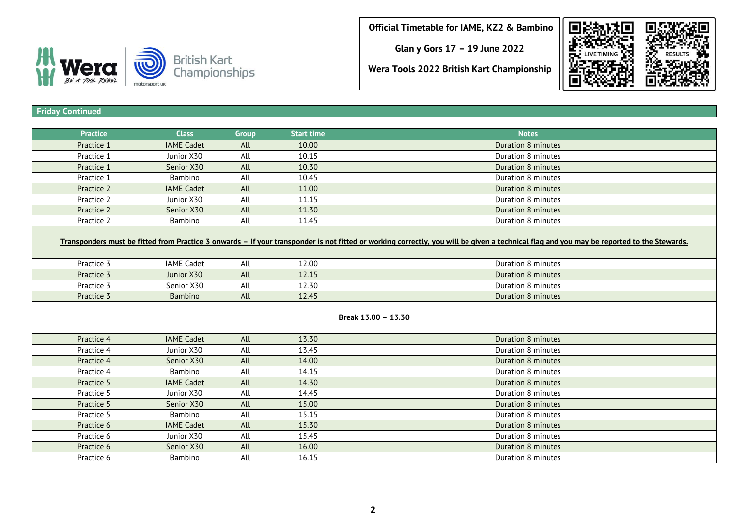**Official Timetable for IAME, KZ2 & Bambino**

**Glan y Gors 17 – 19 June 2022**

**Wera Tools 2022 British Kart Championship**

LIVE TIMING RESULTS

## Friday Continued

| Practice | Class | Group | Start time | Notes |
|---|---|---|---|---|
| Practice 1 | IAME Cadet | All | 10.00 | Duration 8 minutes |
| Practice 1 | Junior X30 | All | 10.15 | Duration 8 minutes |
| Practice 1 | Senior X30 | All | 10.30 | Duration 8 minutes |
| Practice 1 | Bambino | All | 10.45 | Duration 8 minutes |
| Practice 2 | IAME Cadet | All | 11.00 | Duration 8 minutes |
| Practice 2 | Junior X30 | All | 11.15 | Duration 8 minutes |
| Practice 2 | Senior X30 | All | 11.30 | Duration 8 minutes |
| Practice 2 | Bambino | All | 11.45 | Duration 8 minutes |
| **Transponders must be fitted from Practice 3 onwards – If your transponder is not fitted or working correctly, you will be given a technical flag and you may be reported to the Stewards.** | | | | |
| Practice 3 | IAME Cadet | All | 12.00 | Duration 8 minutes |
| Practice 3 | Junior X30 | All | 12.15 | Duration 8 minutes |
| Practice 3 | Senior X30 | All | 12.30 | Duration 8 minutes |
| Practice 3 | Bambino | All | 12.45 | Duration 8 minutes |
| **Break 13.00 – 13.30** | | | | |
| Practice 4 | IAME Cadet | All | 13.30 | Duration 8 minutes |
| Practice 4 | Junior X30 | All | 13.45 | Duration 8 minutes |
| Practice 4 | Senior X30 | All | 14.00 | Duration 8 minutes |
| Practice 4 | Bambino | All | 14.15 | Duration 8 minutes |
| Practice 5 | IAME Cadet | All | 14.30 | Duration 8 minutes |
| Practice 5 | Junior X30 | All | 14.45 | Duration 8 minutes |
| Practice 5 | Senior X30 | All | 15.00 | Duration 8 minutes |
| Practice 5 | Bambino | All | 15.15 | Duration 8 minutes |
| Practice 6 | IAME Cadet | All | 15.30 | Duration 8 minutes |
| Practice 6 | Junior X30 | All | 15.45 | Duration 8 minutes |
| Practice 6 | Senior X30 | All | 16.00 | Duration 8 minutes |
| Practice 6 | Bambino | All | 16.15 | Duration 8 minutes |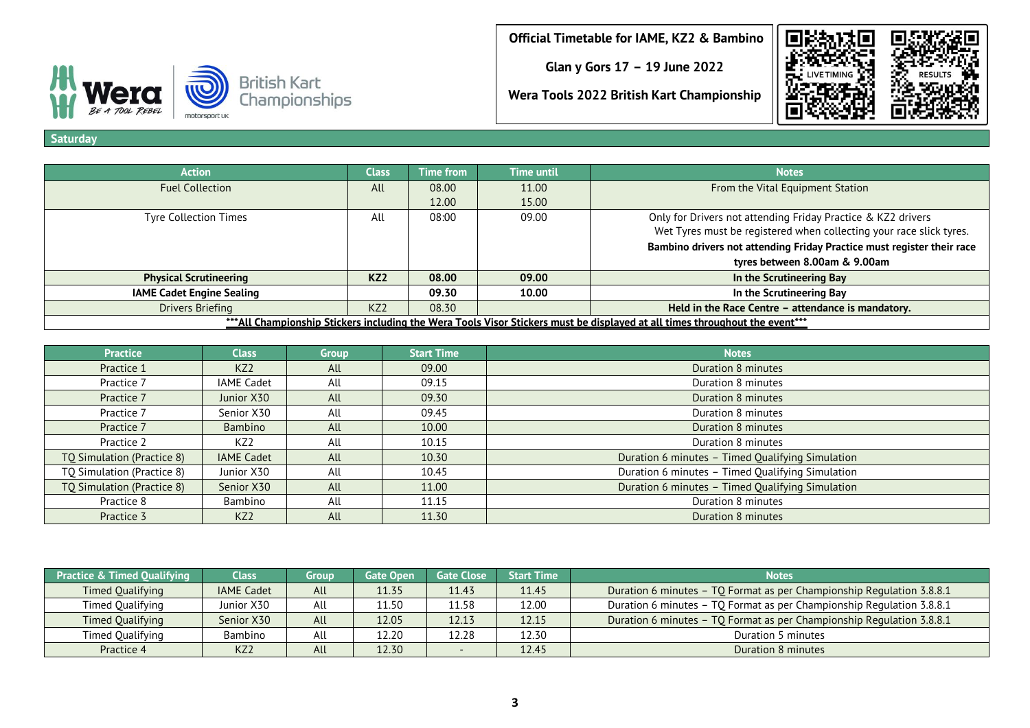**Official Timetable for IAME, KZ2 & Bambino**

**Glan y Gors 17 – 19 June 2022**

**Wera Tools 2022 British Kart Championship**

LIVE TIMING | RESULTS

## Saturday

| Action | Class | Time from | Time until | Notes |
|---|---|---|---|---|
| Fuel Collection | All | 08.00<br>12.00 | 11.00<br>15.00 | From the Vital Equipment Station |
| Tyre Collection Times | All | 08:00 | 09.00 | Only for Drivers not attending Friday Practice & KZ2 drivers<br>Wet Tyres must be registered when collecting your race slick tyres.<br>**Bambino drivers not attending Friday Practice must register their race tyres between 8.00am & 9.00am** |
| **Physical Scrutineering** | **KZ2** | **08.00** | **09.00** | **In the Scrutineering Bay** |
| **IAME Cadet Engine Sealing** | | **09.30** | **10.00** | **In the Scrutineering Bay** |
| Drivers Briefing | KZ2 | 08.30 | | **Held in the Race Centre – attendance is mandatory.** |
| **\*\*\*All Championship Stickers including the Wera Tools Visor Stickers must be displayed at all times throughout the event\*\*\*** | | | | |

| Practice | Class | Group | Start Time | Notes |
|---|---|---|---|---|
| Practice 1 | KZ2 | All | 09.00 | Duration 8 minutes |
| Practice 7 | IAME Cadet | All | 09.15 | Duration 8 minutes |
| Practice 7 | Junior X30 | All | 09.30 | Duration 8 minutes |
| Practice 7 | Senior X30 | All | 09.45 | Duration 8 minutes |
| Practice 7 | Bambino | All | 10.00 | Duration 8 minutes |
| Practice 2 | KZ2 | All | 10.15 | Duration 8 minutes |
| TQ Simulation (Practice 8) | IAME Cadet | All | 10.30 | Duration 6 minutes – Timed Qualifying Simulation |
| TQ Simulation (Practice 8) | Junior X30 | All | 10.45 | Duration 6 minutes – Timed Qualifying Simulation |
| TQ Simulation (Practice 8) | Senior X30 | All | 11.00 | Duration 6 minutes – Timed Qualifying Simulation |
| Practice 8 | Bambino | All | 11.15 | Duration 8 minutes |
| Practice 3 | KZ2 | All | 11.30 | Duration 8 minutes |

| Practice & Timed Qualifying | Class | Group | Gate Open | Gate Close | Start Time | Notes |
|---|---|---|---|---|---|---|
| Timed Qualifying | IAME Cadet | All | 11.35 | 11.43 | 11.45 | Duration 6 minutes – TQ Format as per Championship Regulation 3.8.8.1 |
| Timed Qualifying | Junior X30 | All | 11.50 | 11.58 | 12.00 | Duration 6 minutes – TQ Format as per Championship Regulation 3.8.8.1 |
| Timed Qualifying | Senior X30 | All | 12.05 | 12.13 | 12.15 | Duration 6 minutes – TQ Format as per Championship Regulation 3.8.8.1 |
| Timed Qualifying | Bambino | All | 12.20 | 12.28 | 12.30 | Duration 5 minutes |
| Practice 4 | KZ2 | All | 12.30 | - | 12.45 | Duration 8 minutes |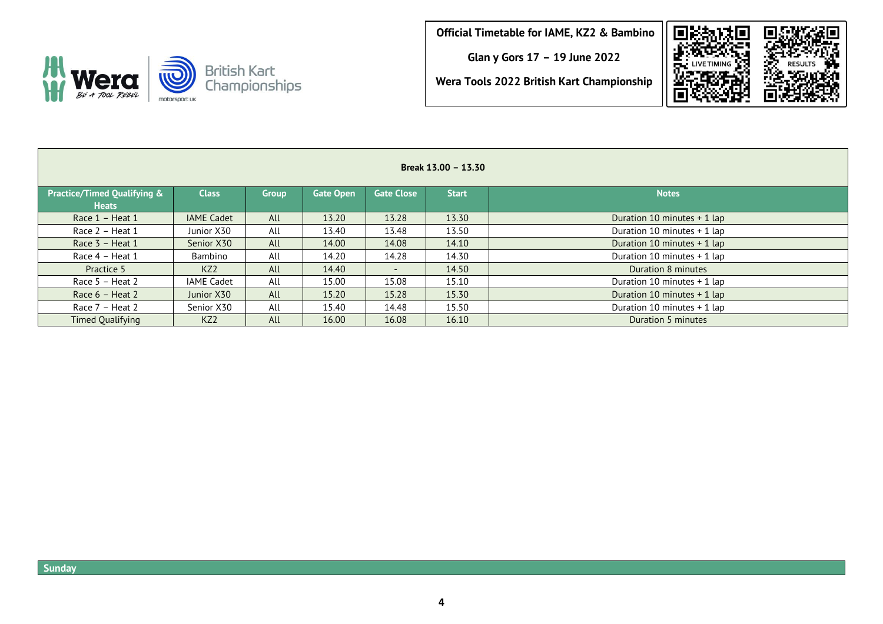**Official Timetable for IAME, KZ2 & Bambino**

**Glan y Gors 17 – 19 June 2022**

**Wera Tools 2022 British Kart Championship**

LIVE TIMING

RESULTS

| Break 13.00 – 13.30 | | | | | | |
|---|---|---|---|---|---|---|
| **Practice/Timed Qualifying & Heats** | **Class** | **Group** | **Gate Open** | **Gate Close** | **Start** | **Notes** |
| Race 1 – Heat 1 | IAME Cadet | All | 13.20 | 13.28 | 13.30 | Duration 10 minutes + 1 lap |
| Race 2 – Heat 1 | Junior X30 | All | 13.40 | 13.48 | 13.50 | Duration 10 minutes + 1 lap |
| Race 3 – Heat 1 | Senior X30 | All | 14.00 | 14.08 | 14.10 | Duration 10 minutes + 1 lap |
| Race 4 – Heat 1 | Bambino | All | 14.20 | 14.28 | 14.30 | Duration 10 minutes + 1 lap |
| Practice 5 | KZ2 | All | 14.40 | - | 14.50 | Duration 8 minutes |
| Race 5 – Heat 2 | IAME Cadet | All | 15.00 | 15.08 | 15.10 | Duration 10 minutes + 1 lap |
| Race 6 – Heat 2 | Junior X30 | All | 15.20 | 15.28 | 15.30 | Duration 10 minutes + 1 lap |
| Race 7 – Heat 2 | Senior X30 | All | 15.40 | 14.48 | 15.50 | Duration 10 minutes + 1 lap |
| Timed Qualifying | KZ2 | All | 16.00 | 16.08 | 16.10 | Duration 5 minutes |

**Sunday**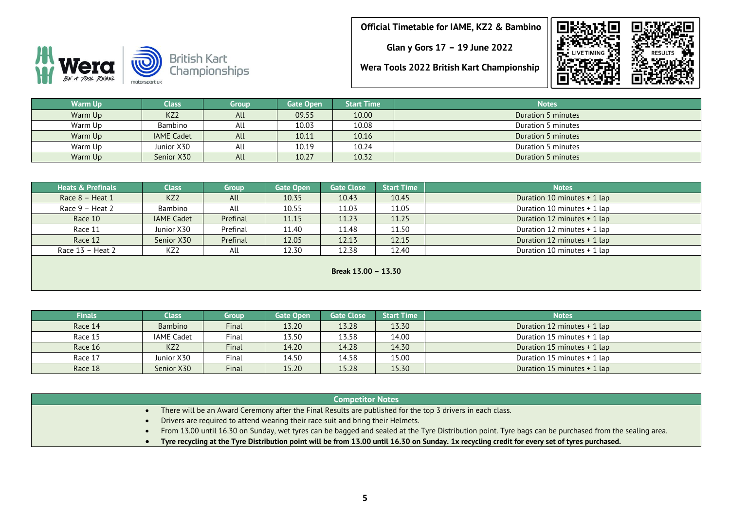**Official Timetable for IAME, KZ2 & Bambino**

**Glan y Gors 17 – 19 June 2022**

**Wera Tools 2022 British Kart Championship**

LIVE TIMING RESULTS

| Warm Up | Class | Group | Gate Open | Start Time | Notes |
|---|---|---|---|---|---|
| Warm Up | KZ2 | All | 09.55 | 10.00 | Duration 5 minutes |
| Warm Up | Bambino | All | 10.03 | 10.08 | Duration 5 minutes |
| Warm Up | IAME Cadet | All | 10.11 | 10.16 | Duration 5 minutes |
| Warm Up | Junior X30 | All | 10.19 | 10.24 | Duration 5 minutes |
| Warm Up | Senior X30 | All | 10.27 | 10.32 | Duration 5 minutes |

| Heats & Prefinals | Class | Group | Gate Open | Gate Close | Start Time | Notes |
|---|---|---|---|---|---|---|
| Race 8 – Heat 1 | KZ2 | All | 10.35 | 10.43 | 10.45 | Duration 10 minutes + 1 lap |
| Race 9 – Heat 2 | Bambino | All | 10.55 | 11.03 | 11.05 | Duration 10 minutes + 1 lap |
| Race 10 | IAME Cadet | Prefinal | 11.15 | 11.23 | 11.25 | Duration 12 minutes + 1 lap |
| Race 11 | Junior X30 | Prefinal | 11.40 | 11.48 | 11.50 | Duration 12 minutes + 1 lap |
| Race 12 | Senior X30 | Prefinal | 12.05 | 12.13 | 12.15 | Duration 12 minutes + 1 lap |
| Race 13 – Heat 2 | KZ2 | All | 12.30 | 12.38 | 12.40 | Duration 10 minutes + 1 lap |

**Break 13.00 – 13.30**

| Finals | Class | Group | Gate Open | Gate Close | Start Time | Notes |
|---|---|---|---|---|---|---|
| Race 14 | Bambino | Final | 13.20 | 13.28 | 13.30 | Duration 12 minutes + 1 lap |
| Race 15 | IAME Cadet | Final | 13.50 | 13.58 | 14.00 | Duration 15 minutes + 1 lap |
| Race 16 | KZ2 | Final | 14.20 | 14.28 | 14.30 | Duration 15 minutes + 1 lap |
| Race 17 | Junior X30 | Final | 14.50 | 14.58 | 15.00 | Duration 15 minutes + 1 lap |
| Race 18 | Senior X30 | Final | 15.20 | 15.28 | 15.30 | Duration 15 minutes + 1 lap |

**Competitor Notes**

- There will be an Award Ceremony after the Final Results are published for the top 3 drivers in each class.
- Drivers are required to attend wearing their race suit and bring their Helmets.
- From 13.00 until 16.30 on Sunday, wet tyres can be bagged and sealed at the Tyre Distribution point. Tyre bags can be purchased from the sealing area.
- **Tyre recycling at the Tyre Distribution point will be from 13.00 until 16.30 on Sunday. 1x recycling credit for every set of tyres purchased.**